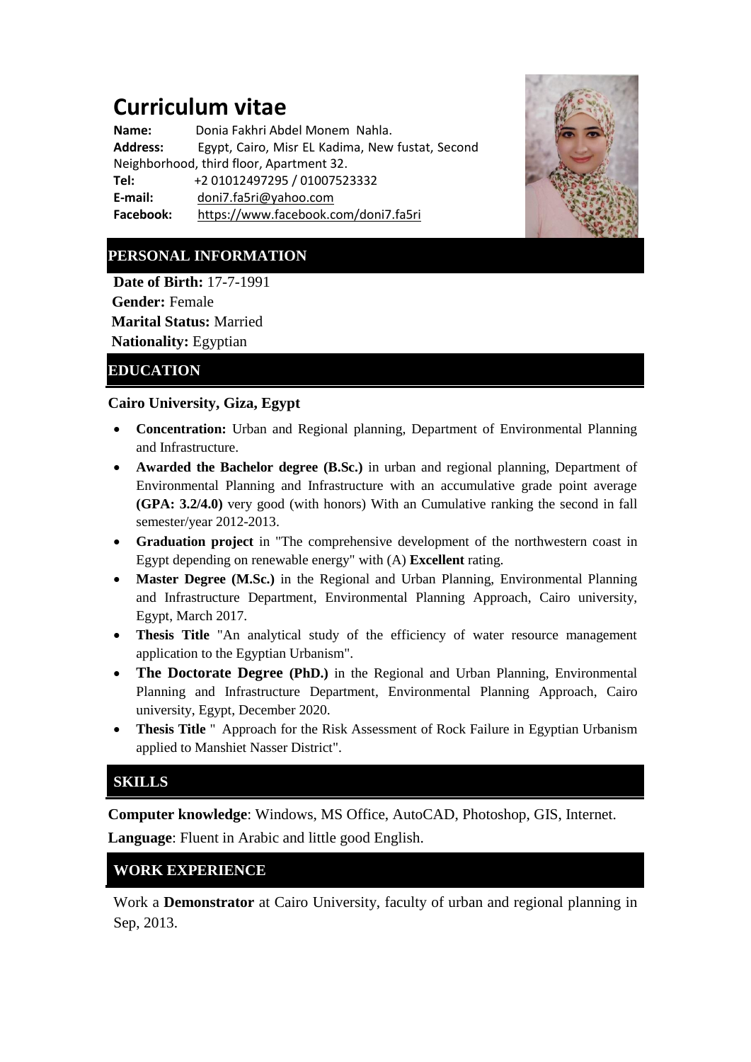# Curriculum vitae

**Name:** Donia Fakhri Abdel Monem Nahla.
**Address:** Egypt, Cairo, Misr EL Kadima, New fustat, Second Neighborhood, third floor, Apartment 32.
**Tel:** +2 01012497295 / 01007523332
**E-mail:** doni7.fa5ri@yahoo.com
**Facebook:** https://www.facebook.com/doni7.fa5ri

## PERSONAL INFORMATION

**Date of Birth:** 17-7-1991
**Gender:** Female
**Marital Status:** Married
**Nationality:** Egyptian

## EDUCATION

**Cairo University, Giza, Egypt**

- **Concentration:** Urban and Regional planning, Department of Environmental Planning and Infrastructure.
- **Awarded the Bachelor degree (B.Sc.)** in urban and regional planning, Department of Environmental Planning and Infrastructure with an accumulative grade point average **(GPA: 3.2/4.0)** very good (with honors) With an Cumulative ranking the second in fall semester/year 2012-2013.
- **Graduation project** in "The comprehensive development of the northwestern coast in Egypt depending on renewable energy" with (A) **Excellent** rating.
- **Master Degree (M.Sc.)** in the Regional and Urban Planning, Environmental Planning and Infrastructure Department, Environmental Planning Approach, Cairo university, Egypt, March 2017.
- **Thesis Title** "An analytical study of the efficiency of water resource management application to the Egyptian Urbanism".
- **The Doctorate Degree (PhD.)** in the Regional and Urban Planning, Environmental Planning and Infrastructure Department, Environmental Planning Approach, Cairo university, Egypt, December 2020.
- **Thesis Title** " Approach for the Risk Assessment of Rock Failure in Egyptian Urbanism applied to Manshiet Nasser District".

## SKILLS

**Computer knowledge**: Windows, MS Office, AutoCAD, Photoshop, GIS, Internet.

**Language**: Fluent in Arabic and little good English.

## WORK EXPERIENCE

Work a **Demonstrator** at Cairo University, faculty of urban and regional planning in Sep, 2013.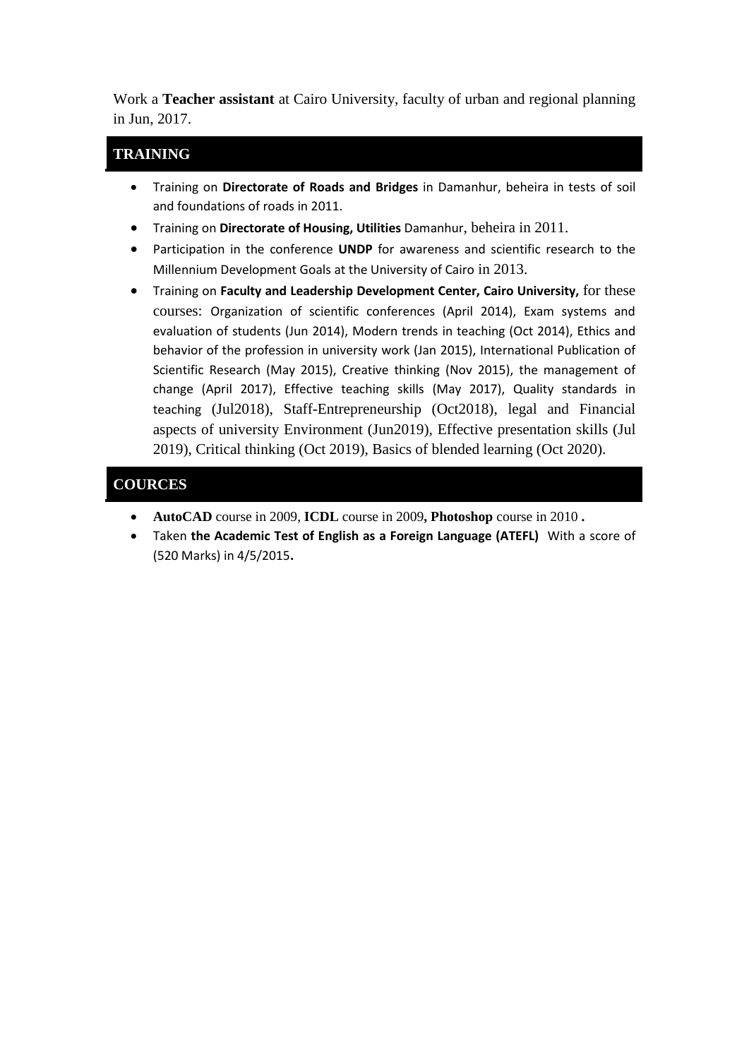Work a **Teacher assistant** at Cairo University, faculty of urban and regional planning in Jun, 2017.

## TRAINING

- Training on **Directorate of Roads and Bridges** in Damanhur, beheira in tests of soil and foundations of roads in 2011.
- Training on **Directorate of Housing, Utilities** Damanhur, beheira in 2011.
- Participation in the conference **UNDP** for awareness and scientific research to the Millennium Development Goals at the University of Cairo in 2013.
- Training on **Faculty and Leadership Development Center, Cairo University,** for these courses: Organization of scientific conferences (April 2014), Exam systems and evaluation of students (Jun 2014), Modern trends in teaching (Oct 2014), Ethics and behavior of the profession in university work (Jan 2015), International Publication of Scientific Research (May 2015), Creative thinking (Nov 2015), the management of change (April 2017), Effective teaching skills (May 2017), Quality standards in teaching (Jul2018), Staff-Entrepreneurship (Oct2018), legal and Financial aspects of university Environment (Jun2019), Effective presentation skills (Jul 2019), Critical thinking (Oct 2019), Basics of blended learning (Oct 2020).

## COURCES

- **AutoCAD** course in 2009, **ICDL** course in 2009**, Photoshop** course in 2010 **.**
- Taken **the Academic Test of English as a Foreign Language (ATEFL)** With a score of (520 Marks) in 4/5/2015**.**